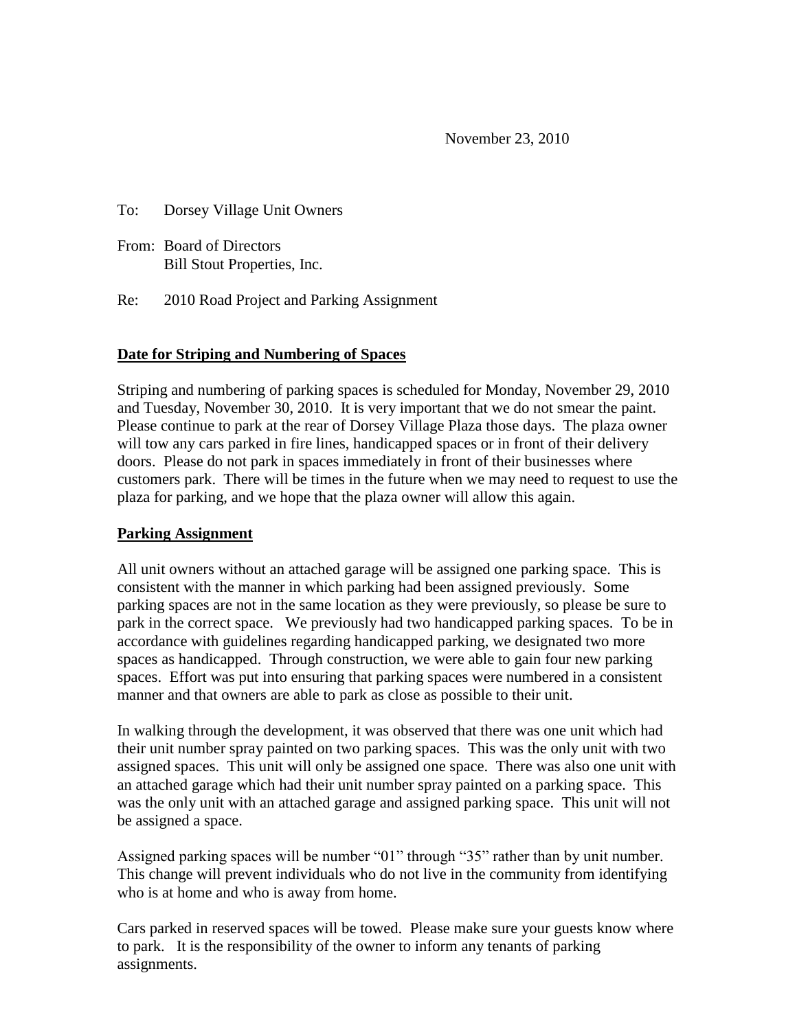November 23, 2010

To: Dorsey Village Unit Owners

From: Board of Directors
Bill Stout Properties, Inc.

Re: 2010 Road Project and Parking Assignment

**Date for Striping and Numbering of Spaces**

Striping and numbering of parking spaces is scheduled for Monday, November 29, 2010 and Tuesday, November 30, 2010. It is very important that we do not smear the paint. Please continue to park at the rear of Dorsey Village Plaza those days. The plaza owner will tow any cars parked in fire lines, handicapped spaces or in front of their delivery doors. Please do not park in spaces immediately in front of their businesses where customers park. There will be times in the future when we may need to request to use the plaza for parking, and we hope that the plaza owner will allow this again.

**Parking Assignment**

All unit owners without an attached garage will be assigned one parking space. This is consistent with the manner in which parking had been assigned previously. Some parking spaces are not in the same location as they were previously, so please be sure to park in the correct space. We previously had two handicapped parking spaces. To be in accordance with guidelines regarding handicapped parking, we designated two more spaces as handicapped. Through construction, we were able to gain four new parking spaces. Effort was put into ensuring that parking spaces were numbered in a consistent manner and that owners are able to park as close as possible to their unit.

In walking through the development, it was observed that there was one unit which had their unit number spray painted on two parking spaces. This was the only unit with two assigned spaces. This unit will only be assigned one space. There was also one unit with an attached garage which had their unit number spray painted on a parking space. This was the only unit with an attached garage and assigned parking space. This unit will not be assigned a space.

Assigned parking spaces will be number "01" through "35" rather than by unit number. This change will prevent individuals who do not live in the community from identifying who is at home and who is away from home.

Cars parked in reserved spaces will be towed. Please make sure your guests know where to park. It is the responsibility of the owner to inform any tenants of parking assignments.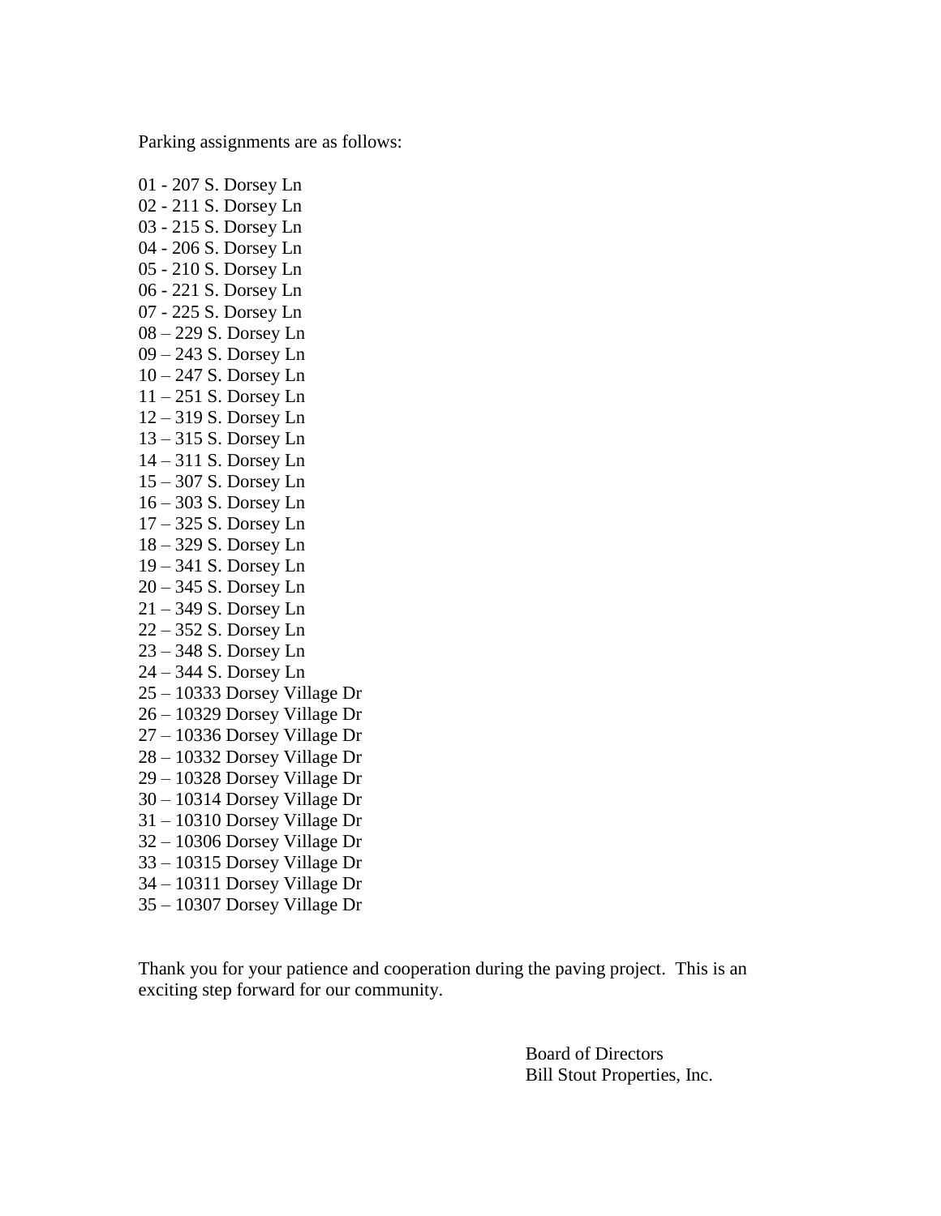Parking assignments are as follows:

01 - 207 S. Dorsey Ln  
02 - 211 S. Dorsey Ln  
03 - 215 S. Dorsey Ln  
04 - 206 S. Dorsey Ln  
05 - 210 S. Dorsey Ln  
06 - 221 S. Dorsey Ln  
07 - 225 S. Dorsey Ln  
08 – 229 S. Dorsey Ln  
09 – 243 S. Dorsey Ln  
10 – 247 S. Dorsey Ln  
11 – 251 S. Dorsey Ln  
12 – 319 S. Dorsey Ln  
13 – 315 S. Dorsey Ln  
14 – 311 S. Dorsey Ln  
15 – 307 S. Dorsey Ln  
16 – 303 S. Dorsey Ln  
17 – 325 S. Dorsey Ln  
18 – 329 S. Dorsey Ln  
19 – 341 S. Dorsey Ln  
20 – 345 S. Dorsey Ln  
21 – 349 S. Dorsey Ln  
22 – 352 S. Dorsey Ln  
23 – 348 S. Dorsey Ln  
24 – 344 S. Dorsey Ln  
25 – 10333 Dorsey Village Dr  
26 – 10329 Dorsey Village Dr  
27 – 10336 Dorsey Village Dr  
28 – 10332 Dorsey Village Dr  
29 – 10328 Dorsey Village Dr  
30 – 10314 Dorsey Village Dr  
31 – 10310 Dorsey Village Dr  
32 – 10306 Dorsey Village Dr  
33 – 10315 Dorsey Village Dr  
34 – 10311 Dorsey Village Dr  
35 – 10307 Dorsey Village Dr

Thank you for your patience and cooperation during the paving project. This is an exciting step forward for our community.

Board of Directors  
Bill Stout Properties, Inc.